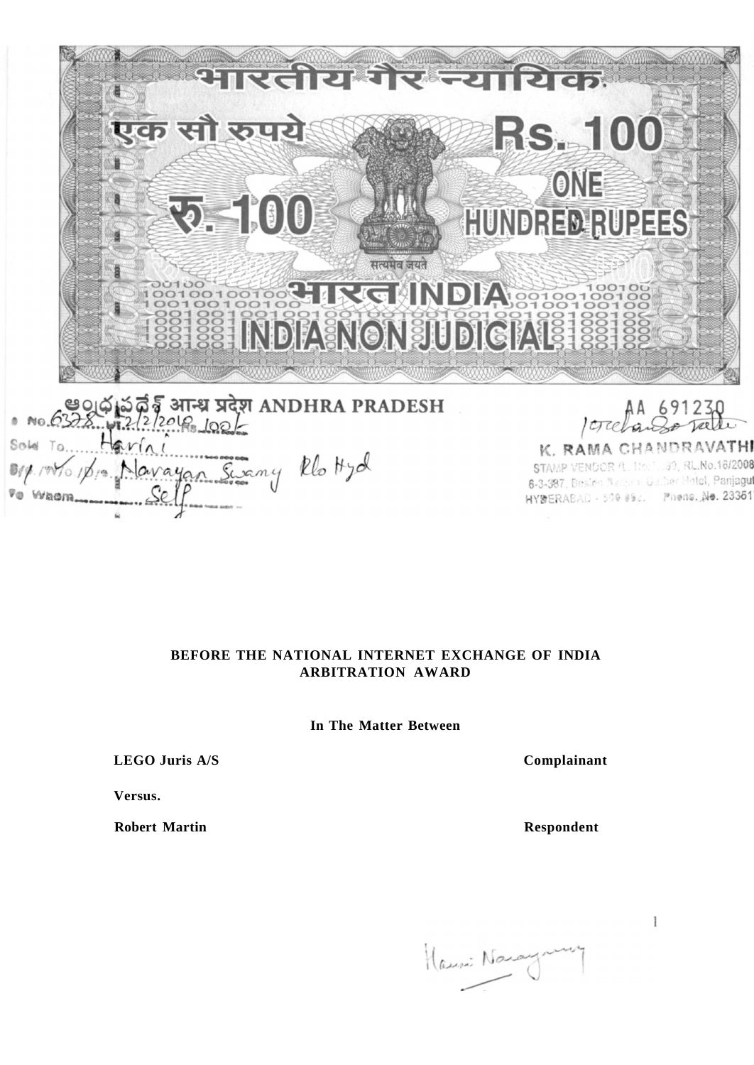भारतीय गैर न्यायिक

एक सौ रुपये

Rs. 100

रु. 100

ONE HUNDRED RUPEES

सत्यमेव जयते

भारत INDIA

INDIA NON JUDICIAL

ఆంధ్రప్రదేశ్ आन्ध्र प्रदेश ANDHRA PRADESH

AA 691230

S. No. 6378 Dt. 2/2/2016 Rs. 100/-

Sold To ...... Harini

S/o. / W/o. / D/o. Narayan Swamy R/o Hyd

For Whom ...... Self

K. RAMA CHANDRAVATHI
STAMP VENDOR /L. No. ...99, RL.No.16/2008
6-3-387, Beside ... Hotel, Panjagutta
HYDERABAD - 500 082. Phone. No. 23351...

**BEFORE THE NATIONAL INTERNET EXCHANGE OF INDIA**
**ARBITRATION AWARD**

**In The Matter Between**

| | |
|---|---|
| **LEGO Juris A/S** | **Complainant** |
| **Versus.** | |
| **Robert Martin** | **Respondent** |

Harini Narayanswamy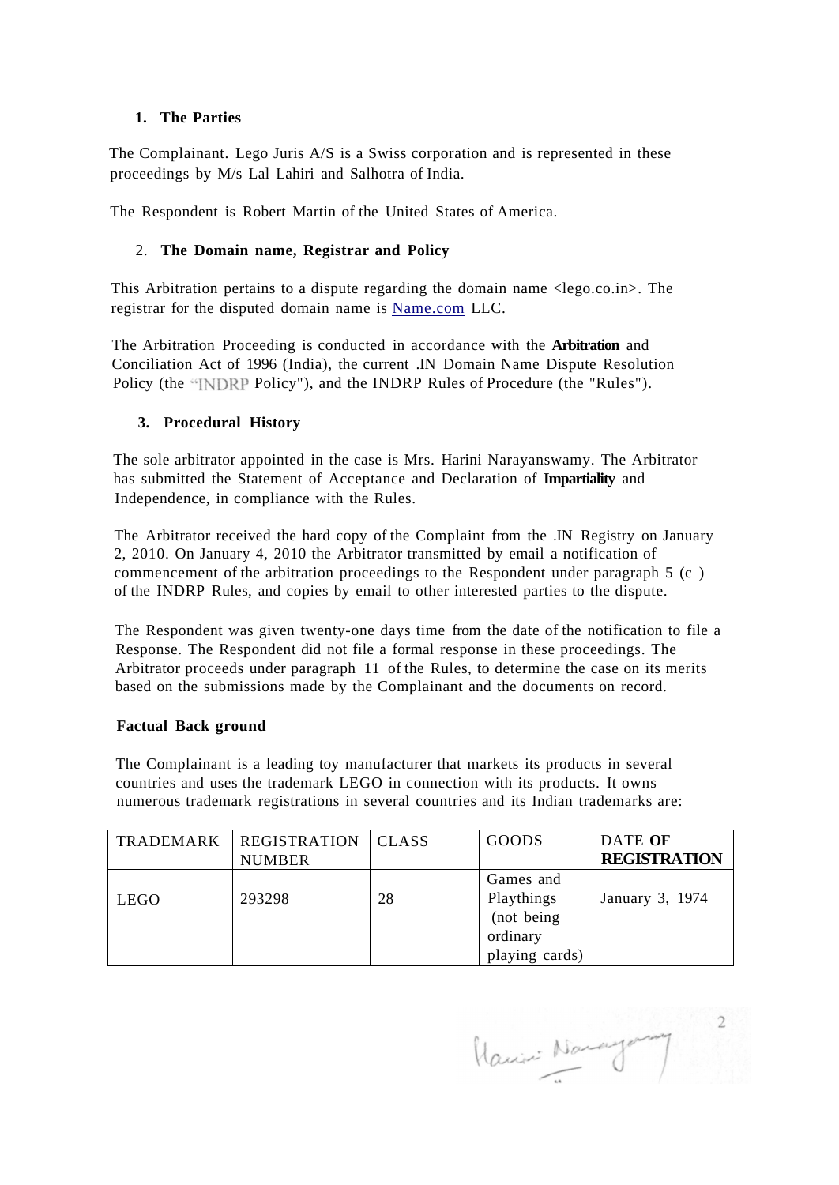## 1. The Parties

The Complainant. Lego Juris A/S is a Swiss corporation and is represented in these proceedings by M/s Lal Lahiri and Salhotra of India.

The Respondent is Robert Martin of the United States of America.

## 2. The Domain name, Registrar and Policy

This Arbitration pertains to a dispute regarding the domain name <lego.co.in>. The registrar for the disputed domain name is Name.com LLC.

The Arbitration Proceeding is conducted in accordance with the **Arbitration** and Conciliation Act of 1996 (India), the current .IN Domain Name Dispute Resolution Policy (the "INDRP Policy"), and the INDRP Rules of Procedure (the "Rules").

## 3. Procedural History

The sole arbitrator appointed in the case is Mrs. Harini Narayanswamy. The Arbitrator has submitted the Statement of Acceptance and Declaration of **Impartiality** and Independence, in compliance with the Rules.

The Arbitrator received the hard copy of the Complaint from the .IN Registry on January 2, 2010. On January 4, 2010 the Arbitrator transmitted by email a notification of commencement of the arbitration proceedings to the Respondent under paragraph 5 (c ) of the INDRP Rules, and copies by email to other interested parties to the dispute.

The Respondent was given twenty-one days time from the date of the notification to file a Response. The Respondent did not file a formal response in these proceedings. The Arbitrator proceeds under paragraph 11 of the Rules, to determine the case on its merits based on the submissions made by the Complainant and the documents on record.

## Factual Back ground

The Complainant is a leading toy manufacturer that markets its products in several countries and uses the trademark LEGO in connection with its products. It owns numerous trademark registrations in several countries and its Indian trademarks are:

| TRADEMARK | REGISTRATION NUMBER | CLASS | GOODS | DATE **OF REGISTRATION** |
|---|---|---|---|---|
| LEGO | 293298 | 28 | Games and Playthings (not being ordinary playing cards) | January 3, 1974 |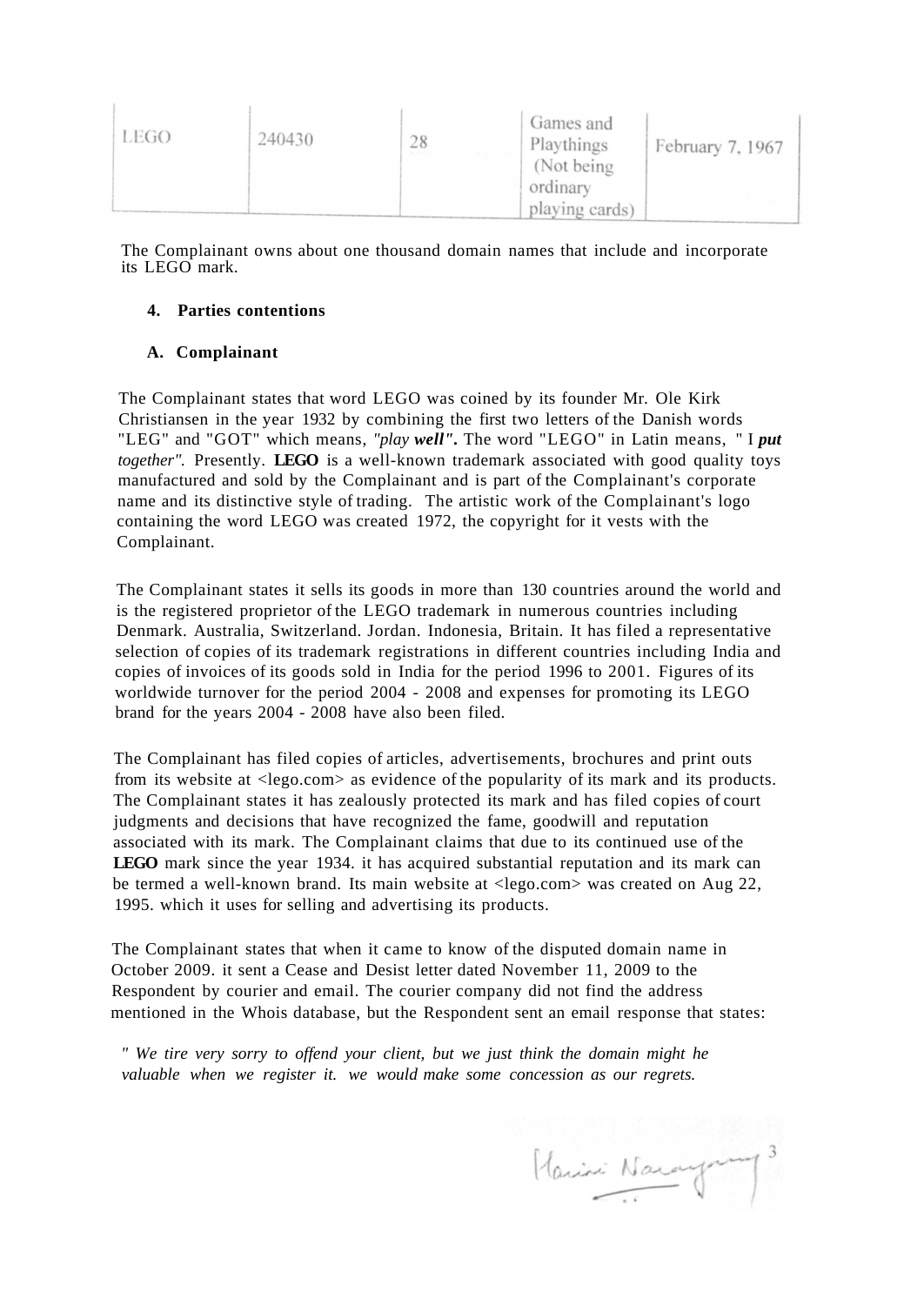| LEGO | 240430 | 28 | Games and Playthings (Not being ordinary playing cards) | February 7, 1967 |
|---|---|---|---|---|

The Complainant owns about one thousand domain names that include and incorporate its LEGO mark.

#### 4. Parties contentions

#### A. Complainant

The Complainant states that word LEGO was coined by its founder Mr. Ole Kirk Christiansen in the year 1932 by combining the first two letters of the Danish words "LEG" and "GOT" which means, *"play **well"***. The word "LEGO" in Latin means, " I ***put*** *together".* Presently. **LEGO** is a well-known trademark associated with good quality toys manufactured and sold by the Complainant and is part of the Complainant's corporate name and its distinctive style of trading. The artistic work of the Complainant's logo containing the word LEGO was created 1972, the copyright for it vests with the Complainant.

The Complainant states it sells its goods in more than 130 countries around the world and is the registered proprietor of the LEGO trademark in numerous countries including Denmark. Australia, Switzerland. Jordan. Indonesia, Britain. It has filed a representative selection of copies of its trademark registrations in different countries including India and copies of invoices of its goods sold in India for the period 1996 to 2001. Figures of its worldwide turnover for the period 2004 - 2008 and expenses for promoting its LEGO brand for the years 2004 - 2008 have also been filed.

The Complainant has filed copies of articles, advertisements, brochures and print outs from its website at <lego.com> as evidence of the popularity of its mark and its products. The Complainant states it has zealously protected its mark and has filed copies of court judgments and decisions that have recognized the fame, goodwill and reputation associated with its mark. The Complainant claims that due to its continued use of the **LEGO** mark since the year 1934. it has acquired substantial reputation and its mark can be termed a well-known brand. Its main website at <lego.com> was created on Aug 22, 1995. which it uses for selling and advertising its products.

The Complainant states that when it came to know of the disputed domain name in October 2009. it sent a Cease and Desist letter dated November 11, 2009 to the Respondent by courier and email. The courier company did not find the address mentioned in the Whois database, but the Respondent sent an email response that states:

*" We tire very sorry to offend your client, but we just think the domain might he valuable when we register it. we would make some concession as our regrets.*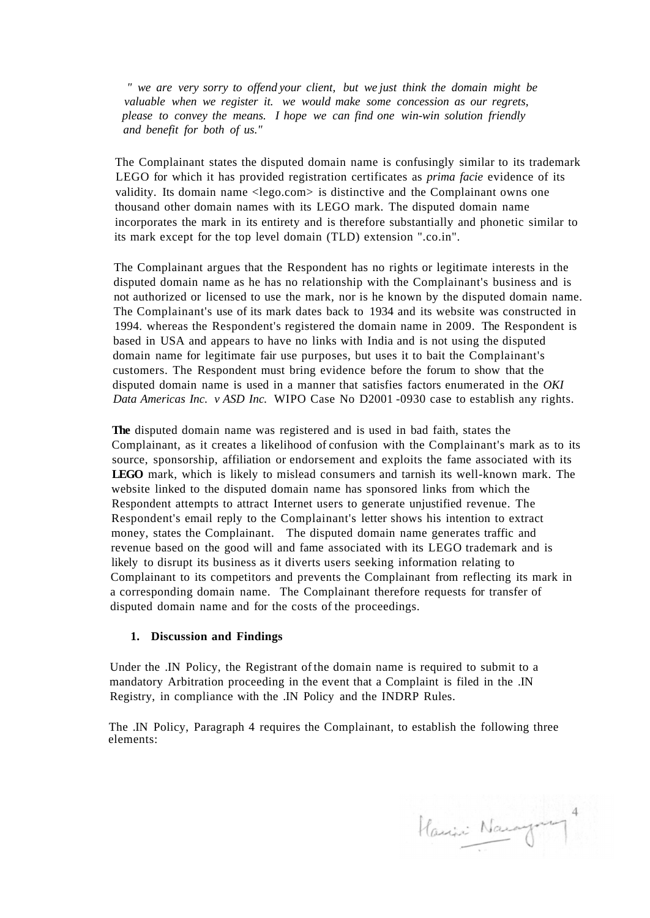*" we are very sorry to offend your client, but we just think the domain might be valuable when we register it. we would make some concession as our regrets, please to convey the means. I hope we can find one win-win solution friendly and benefit for both of us."*

The Complainant states the disputed domain name is confusingly similar to its trademark LEGO for which it has provided registration certificates as *prima facie* evidence of its validity. Its domain name <lego.com> is distinctive and the Complainant owns one thousand other domain names with its LEGO mark. The disputed domain name incorporates the mark in its entirety and is therefore substantially and phonetic similar to its mark except for the top level domain (TLD) extension ".co.in".

The Complainant argues that the Respondent has no rights or legitimate interests in the disputed domain name as he has no relationship with the Complainant's business and is not authorized or licensed to use the mark, nor is he known by the disputed domain name. The Complainant's use of its mark dates back to 1934 and its website was constructed in 1994. whereas the Respondent's registered the domain name in 2009. The Respondent is based in USA and appears to have no links with India and is not using the disputed domain name for legitimate fair use purposes, but uses it to bait the Complainant's customers. The Respondent must bring evidence before the forum to show that the disputed domain name is used in a manner that satisfies factors enumerated in the *OKI Data Americas Inc. v ASD Inc.* WIPO Case No D2001 -0930 case to establish any rights.

**The** disputed domain name was registered and is used in bad faith, states the Complainant, as it creates a likelihood of confusion with the Complainant's mark as to its source, sponsorship, affiliation or endorsement and exploits the fame associated with its **LEGO** mark, which is likely to mislead consumers and tarnish its well-known mark. The website linked to the disputed domain name has sponsored links from which the Respondent attempts to attract Internet users to generate unjustified revenue. The Respondent's email reply to the Complainant's letter shows his intention to extract money, states the Complainant. The disputed domain name generates traffic and revenue based on the good will and fame associated with its LEGO trademark and is likely to disrupt its business as it diverts users seeking information relating to Complainant to its competitors and prevents the Complainant from reflecting its mark in a corresponding domain name. The Complainant therefore requests for transfer of disputed domain name and for the costs of the proceedings.

## 1. Discussion and Findings

Under the .IN Policy, the Registrant of the domain name is required to submit to a mandatory Arbitration proceeding in the event that a Complaint is filed in the .IN Registry, in compliance with the .IN Policy and the INDRP Rules.

The .IN Policy, Paragraph 4 requires the Complainant, to establish the following three elements: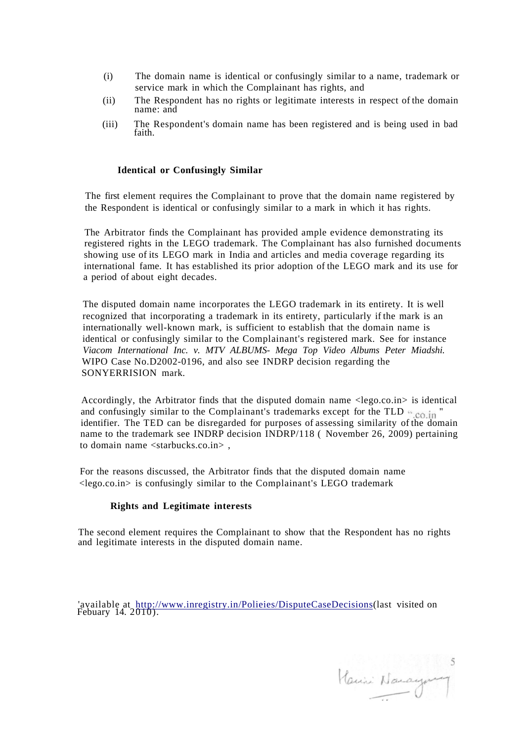(i) The domain name is identical or confusingly similar to a name, trademark or service mark in which the Complainant has rights, and

(ii) The Respondent has no rights or legitimate interests in respect of the domain name: and

(iii) The Respondent's domain name has been registered and is being used in bad faith.

**Identical or Confusingly Similar**

The first element requires the Complainant to prove that the domain name registered by the Respondent is identical or confusingly similar to a mark in which it has rights.

The Arbitrator finds the Complainant has provided ample evidence demonstrating its registered rights in the LEGO trademark. The Complainant has also furnished documents showing use of its LEGO mark in India and articles and media coverage regarding its international fame. It has established its prior adoption of the LEGO mark and its use for a period of about eight decades.

The disputed domain name incorporates the LEGO trademark in its entirety. It is well recognized that incorporating a trademark in its entirety, particularly if the mark is an internationally well-known mark, is sufficient to establish that the domain name is identical or confusingly similar to the Complainant's registered mark. See for instance *Viacom International Inc. v. MTV ALBUMS- Mega Top Video Albums Peter Miadshi.* WIPO Case No.D2002-0196, and also see INDRP decision regarding the SONYERRISION mark.

Accordingly, the Arbitrator finds that the disputed domain name <lego.co.in> is identical and confusingly similar to the Complainant's trademarks except for the TLD ".co.in" identifier. The TED can be disregarded for purposes of assessing similarity of the domain name to the trademark see INDRP decision INDRP/118 ( November 26, 2009) pertaining to domain name <starbucks.co.in> ,

For the reasons discussed, the Arbitrator finds that the disputed domain name <lego.co.in> is confusingly similar to the Complainant's LEGO trademark

**Rights and Legitimate interests**

The second element requires the Complainant to show that the Respondent has no rights and legitimate interests in the disputed domain name.

'available at http://www.inregistry.in/Polieies/DisputeCaseDecisions(last visited on Febuary 14. 2010).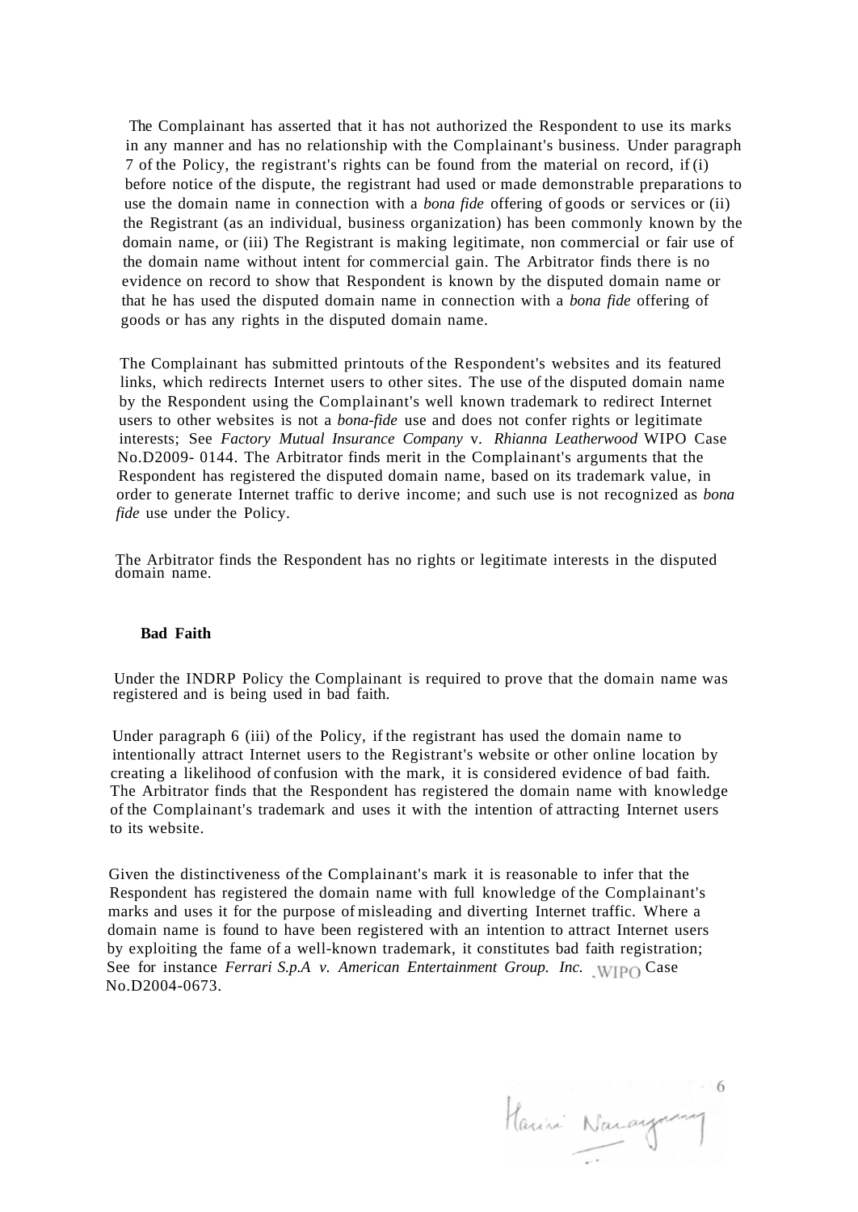The Complainant has asserted that it has not authorized the Respondent to use its marks in any manner and has no relationship with the Complainant's business. Under paragraph 7 of the Policy, the registrant's rights can be found from the material on record, if (i) before notice of the dispute, the registrant had used or made demonstrable preparations to use the domain name in connection with a *bona fide* offering of goods or services or (ii) the Registrant (as an individual, business organization) has been commonly known by the domain name, or (iii) The Registrant is making legitimate, non commercial or fair use of the domain name without intent for commercial gain. The Arbitrator finds there is no evidence on record to show that Respondent is known by the disputed domain name or that he has used the disputed domain name in connection with a *bona fide* offering of goods or has any rights in the disputed domain name.

The Complainant has submitted printouts of the Respondent's websites and its featured links, which redirects Internet users to other sites. The use of the disputed domain name by the Respondent using the Complainant's well known trademark to redirect Internet users to other websites is not a *bona-fide* use and does not confer rights or legitimate interests; See *Factory Mutual Insurance Company* v. *Rhianna Leatherwood* WIPO Case No.D2009- 0144. The Arbitrator finds merit in the Complainant's arguments that the Respondent has registered the disputed domain name, based on its trademark value, in order to generate Internet traffic to derive income; and such use is not recognized as *bona fide* use under the Policy.

The Arbitrator finds the Respondent has no rights or legitimate interests in the disputed domain name.

**Bad Faith**

Under the INDRP Policy the Complainant is required to prove that the domain name was registered and is being used in bad faith.

Under paragraph 6 (iii) of the Policy, if the registrant has used the domain name to intentionally attract Internet users to the Registrant's website or other online location by creating a likelihood of confusion with the mark, it is considered evidence of bad faith. The Arbitrator finds that the Respondent has registered the domain name with knowledge of the Complainant's trademark and uses it with the intention of attracting Internet users to its website.

Given the distinctiveness of the Complainant's mark it is reasonable to infer that the Respondent has registered the domain name with full knowledge of the Complainant's marks and uses it for the purpose of misleading and diverting Internet traffic. Where a domain name is found to have been registered with an intention to attract Internet users by exploiting the fame of a well-known trademark, it constitutes bad faith registration; See for instance *Ferrari S.p.A v. American Entertainment Group. Inc.* WIPO Case No.D2004-0673.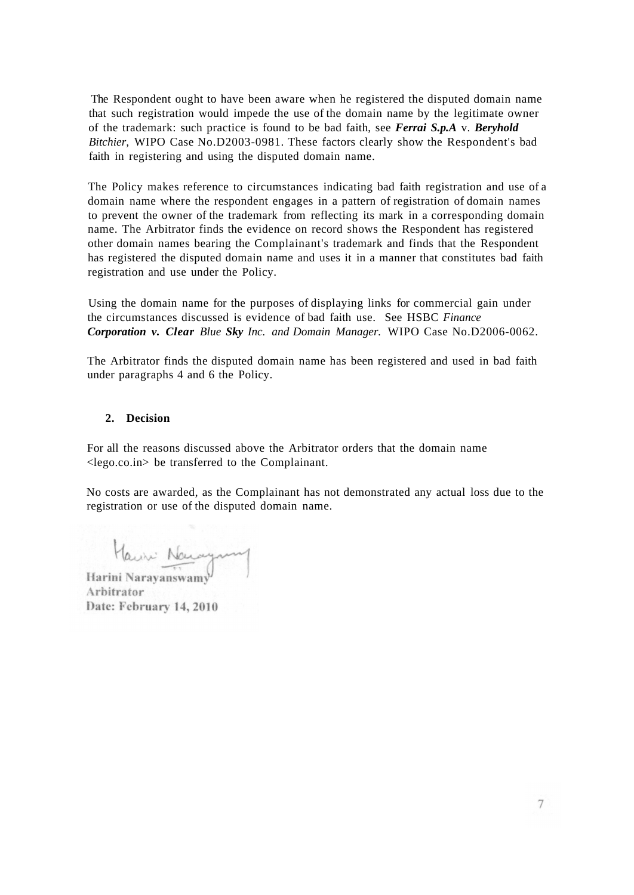The Respondent ought to have been aware when he registered the disputed domain name that such registration would impede the use of the domain name by the legitimate owner of the trademark: such practice is found to be bad faith, see ***Ferrai S.p.A*** v. ***Beryhold*** *Bitchier*, WIPO Case No.D2003-0981. These factors clearly show the Respondent's bad faith in registering and using the disputed domain name.

The Policy makes reference to circumstances indicating bad faith registration and use of a domain name where the respondent engages in a pattern of registration of domain names to prevent the owner of the trademark from reflecting its mark in a corresponding domain name. The Arbitrator finds the evidence on record shows the Respondent has registered other domain names bearing the Complainant's trademark and finds that the Respondent has registered the disputed domain name and uses it in a manner that constitutes bad faith registration and use under the Policy.

Using the domain name for the purposes of displaying links for commercial gain under the circumstances discussed is evidence of bad faith use. See HSBC *Finance* ***Corporation v. Clear*** *Blue* ***Sky*** *Inc. and Domain Manager.* WIPO Case No.D2006-0062.

The Arbitrator finds the disputed domain name has been registered and used in bad faith under paragraphs 4 and 6 the Policy.

**2. Decision**

For all the reasons discussed above the Arbitrator orders that the domain name <lego.co.in> be transferred to the Complainant.

No costs are awarded, as the Complainant has not demonstrated any actual loss due to the registration or use of the disputed domain name.

Harini Narayanswamy
Arbitrator
Date: February 14, 2010